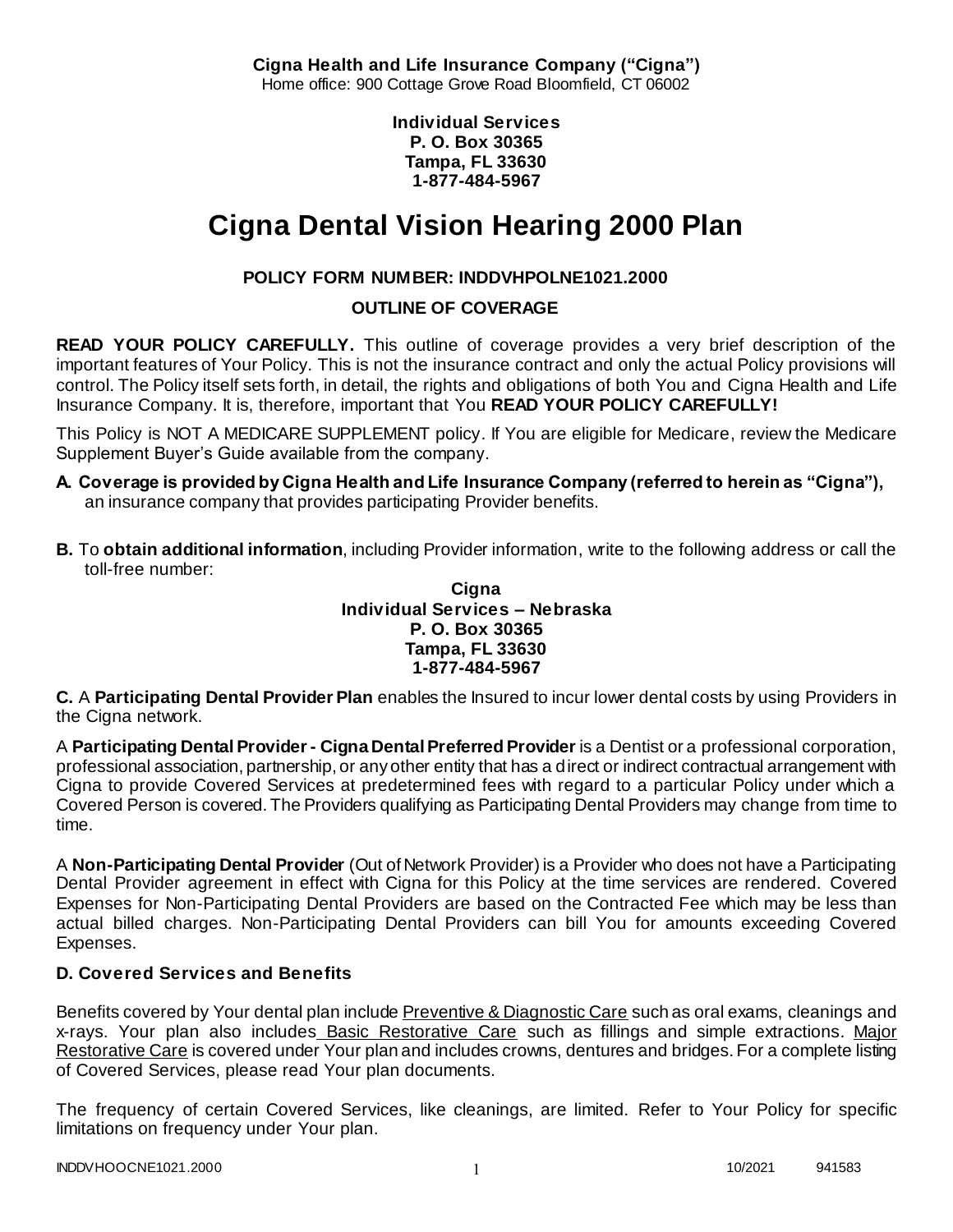**Cigna Health and Life Insurance Company ("Cigna")**
Home office: 900 Cottage Grove Road Bloomfield, CT 06002

**Individual Services**
**P. O. Box 30365**
**Tampa, FL 33630**
**1-877-484-5967**

# Cigna Dental Vision Hearing 2000 Plan

**POLICY FORM NUMBER: INDDVHPOLNE1021.2000**

**OUTLINE OF COVERAGE**

**READ YOUR POLICY CAREFULLY.** This outline of coverage provides a very brief description of the important features of Your Policy. This is not the insurance contract and only the actual Policy provisions will control. The Policy itself sets forth, in detail, the rights and obligations of both You and Cigna Health and Life Insurance Company. It is, therefore, important that You **READ YOUR POLICY CAREFULLY!**

This Policy is NOT A MEDICARE SUPPLEMENT policy. If You are eligible for Medicare, review the Medicare Supplement Buyer's Guide available from the company.

**A. Coverage is provided by Cigna Health and Life Insurance Company (referred to herein as "Cigna"),** an insurance company that provides participating Provider benefits.

**B.** To **obtain additional information**, including Provider information, write to the following address or call the toll-free number:

**Cigna**
**Individual Services – Nebraska**
**P. O. Box 30365**
**Tampa, FL 33630**
**1-877-484-5967**

**C.** A **Participating Dental Provider Plan** enables the Insured to incur lower dental costs by using Providers in the Cigna network.

A **Participating Dental Provider - Cigna Dental Preferred Provider** is a Dentist or a professional corporation, professional association, partnership, or any other entity that has a direct or indirect contractual arrangement with Cigna to provide Covered Services at predetermined fees with regard to a particular Policy under which a Covered Person is covered. The Providers qualifying as Participating Dental Providers may change from time to time.

A **Non-Participating Dental Provider** (Out of Network Provider) is a Provider who does not have a Participating Dental Provider agreement in effect with Cigna for this Policy at the time services are rendered. Covered Expenses for Non-Participating Dental Providers are based on the Contracted Fee which may be less than actual billed charges. Non-Participating Dental Providers can bill You for amounts exceeding Covered Expenses.

### D. Covered Services and Benefits

Benefits covered by Your dental plan include Preventive & Diagnostic Care such as oral exams, cleanings and x-rays. Your plan also includes Basic Restorative Care such as fillings and simple extractions. Major Restorative Care is covered under Your plan and includes crowns, dentures and bridges. For a complete listing of Covered Services, please read Your plan documents.

The frequency of certain Covered Services, like cleanings, are limited. Refer to Your Policy for specific limitations on frequency under Your plan.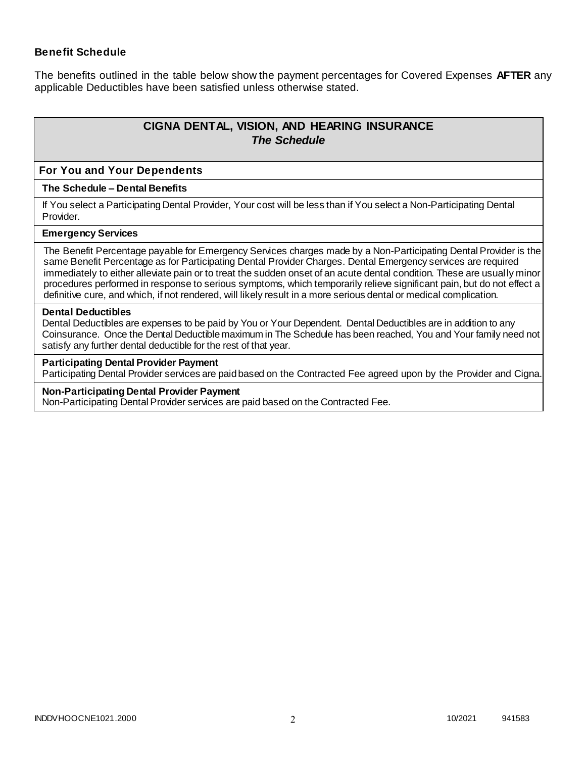### Benefit Schedule

The benefits outlined in the table below show the payment percentages for Covered Expenses **AFTER** any applicable Deductibles have been satisfied unless otherwise stated.

## CIGNA DENTAL, VISION, AND HEARING INSURANCE
### *The Schedule*

### For You and Your Dependents

**The Schedule – Dental Benefits**

If You select a Participating Dental Provider, Your cost will be less than if You select a Non-Participating Dental Provider.

**Emergency Services**

The Benefit Percentage payable for Emergency Services charges made by a Non-Participating Dental Provider is the same Benefit Percentage as for Participating Dental Provider Charges. Dental Emergency services are required immediately to either alleviate pain or to treat the sudden onset of an acute dental condition. These are usually minor procedures performed in response to serious symptoms, which temporarily relieve significant pain, but do not effect a definitive cure, and which, if not rendered, will likely result in a more serious dental or medical complication.

**Dental Deductibles**

Dental Deductibles are expenses to be paid by You or Your Dependent. Dental Deductibles are in addition to any Coinsurance. Once the Dental Deductible maximum in The Schedule has been reached, You and Your family need not satisfy any further dental deductible for the rest of that year.

**Participating Dental Provider Payment**

Participating Dental Provider services are paid based on the Contracted Fee agreed upon by the Provider and Cigna.

**Non-Participating Dental Provider Payment**

Non-Participating Dental Provider services are paid based on the Contracted Fee.

INDDVHOOCNE1021.2000 10/2021 941583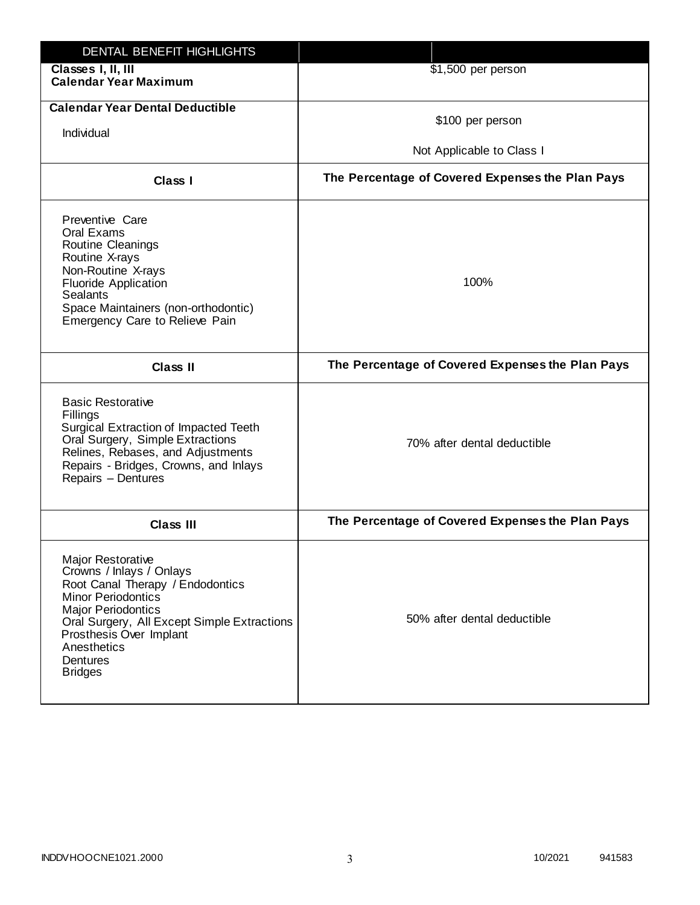| DENTAL BENEFIT HIGHLIGHTS | |
|---|---|
| **Classes I, II, III** <br> **Calendar Year Maximum** | $1,500 per person |
| **Calendar Year Dental Deductible** <br> Individual | $100 per person <br> Not Applicable to Class I |
| **Class I** | **The Percentage of Covered Expenses the Plan Pays** |
| Preventive Care <br> Oral Exams <br> Routine Cleanings <br> Routine X-rays <br> Non-Routine X-rays <br> Fluoride Application <br> Sealants <br> Space Maintainers (non-orthodontic) <br> Emergency Care to Relieve Pain | 100% |
| **Class II** | **The Percentage of Covered Expenses the Plan Pays** |
| Basic Restorative <br> Fillings <br> Surgical Extraction of Impacted Teeth <br> Oral Surgery, Simple Extractions <br> Relines, Rebases, and Adjustments <br> Repairs - Bridges, Crowns, and Inlays <br> Repairs – Dentures | 70% after dental deductible |
| **Class III** | **The Percentage of Covered Expenses the Plan Pays** |
| Major Restorative <br> Crowns / Inlays / Onlays <br> Root Canal Therapy / Endodontics <br> Minor Periodontics <br> Major Periodontics <br> Oral Surgery, All Except Simple Extractions <br> Prosthesis Over Implant <br> Anesthetics <br> Dentures <br> Bridges | 50% after dental deductible |

INDDVHOOCNE1021.2000 10/2021 941583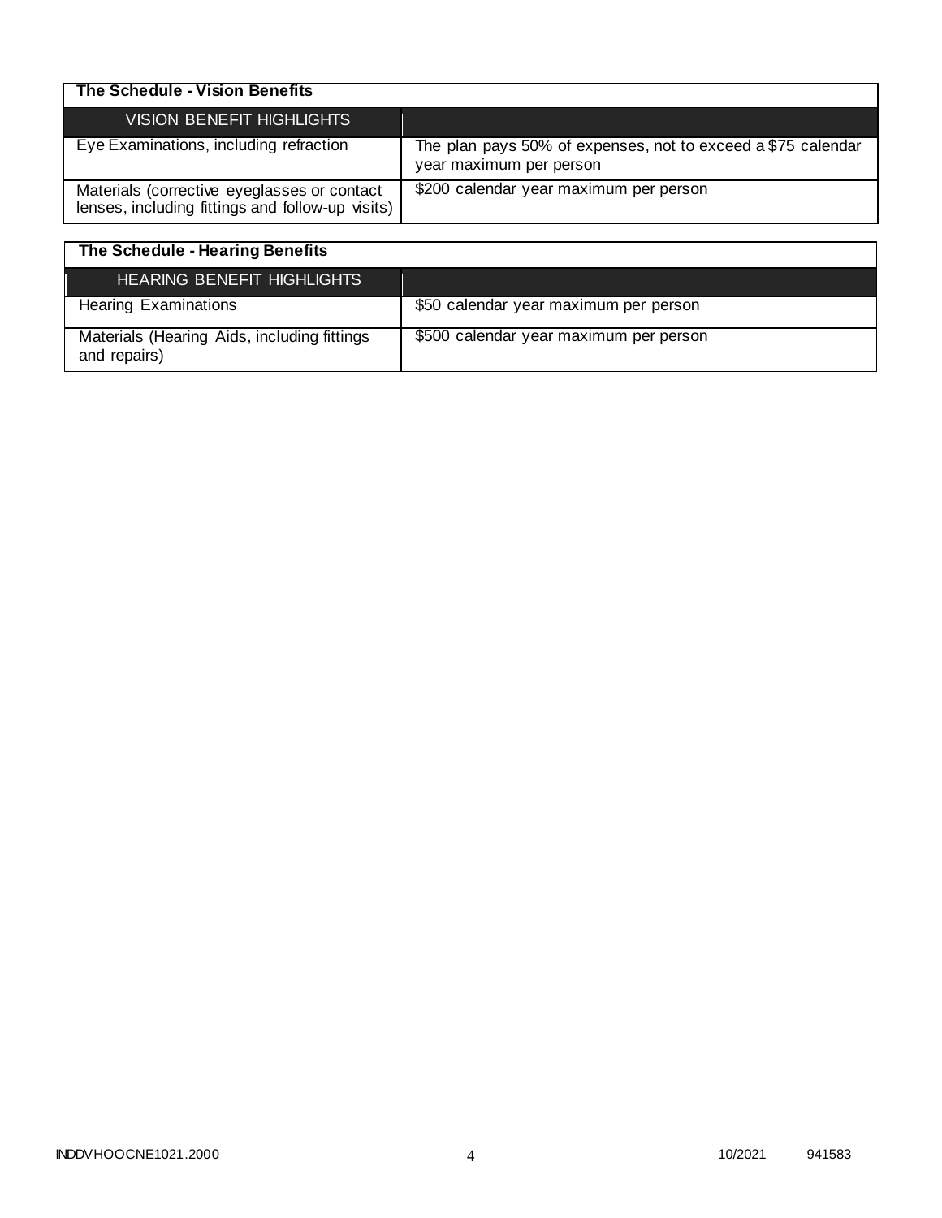| The Schedule - Vision Benefits | |
|---|---|
| VISION BENEFIT HIGHLIGHTS | |
| Eye Examinations, including refraction | The plan pays 50% of expenses, not to exceed a $75 calendar year maximum per person |
| Materials (corrective eyeglasses or contact lenses, including fittings and follow-up visits) | $200 calendar year maximum per person |

| The Schedule - Hearing Benefits | |
|---|---|
| HEARING BENEFIT HIGHLIGHTS | |
| Hearing Examinations | $50 calendar year maximum per person |
| Materials (Hearing Aids, including fittings and repairs) | $500 calendar year maximum per person |

INDDVHOOCNE1021.2000 10/2021 941583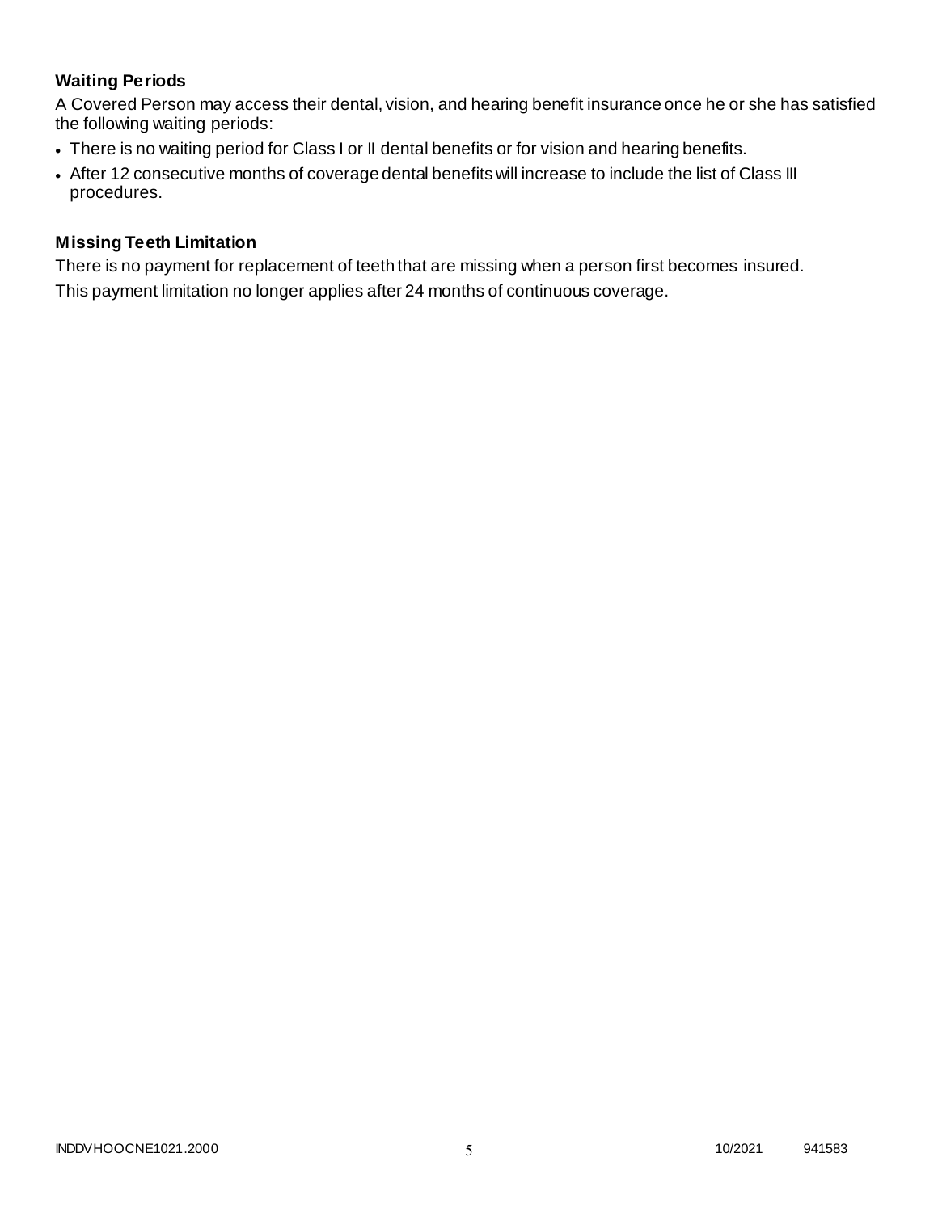### Waiting Periods

A Covered Person may access their dental, vision, and hearing benefit insurance once he or she has satisfied the following waiting periods:

- There is no waiting period for Class I or II dental benefits or for vision and hearing benefits.
- After 12 consecutive months of coverage dental benefits will increase to include the list of Class III procedures.

### Missing Teeth Limitation

There is no payment for replacement of teeth that are missing when a person first becomes insured.

This payment limitation no longer applies after 24 months of continuous coverage.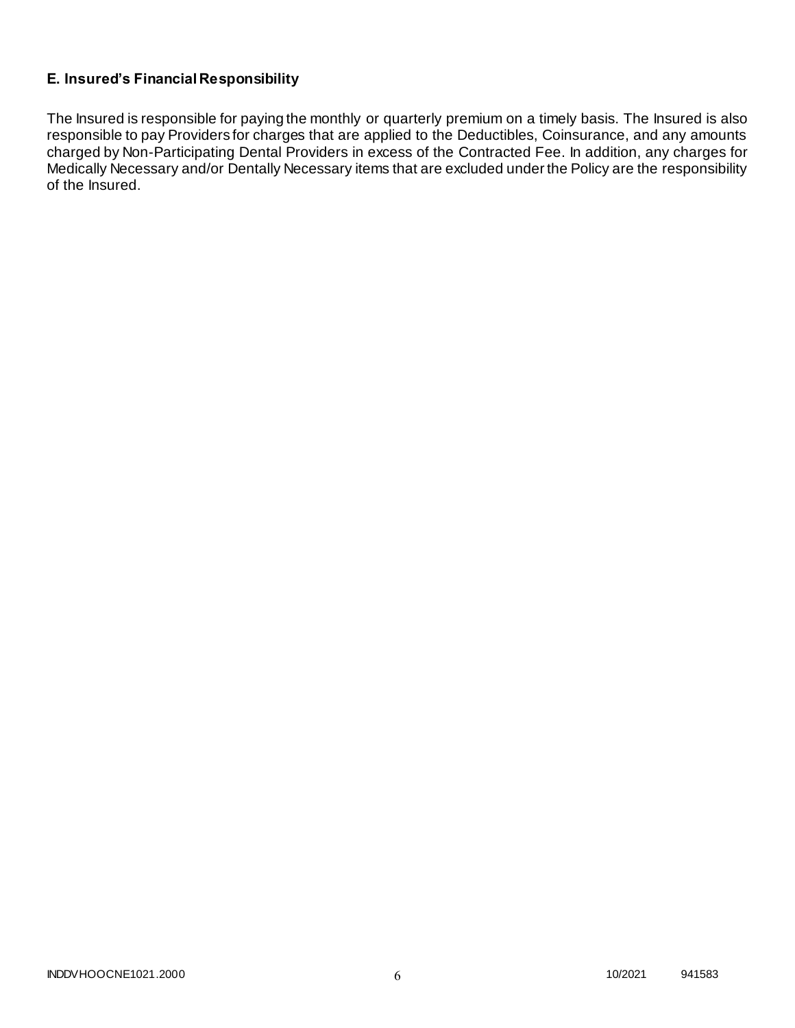### E. Insured's Financial Responsibility

The Insured is responsible for paying the monthly or quarterly premium on a timely basis. The Insured is also responsible to pay Providers for charges that are applied to the Deductibles, Coinsurance, and any amounts charged by Non-Participating Dental Providers in excess of the Contracted Fee. In addition, any charges for Medically Necessary and/or Dentally Necessary items that are excluded under the Policy are the responsibility of the Insured.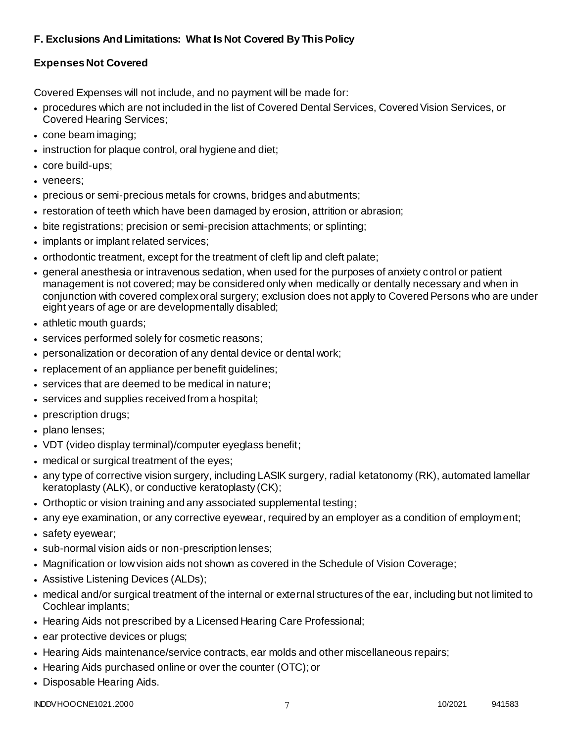### F. Exclusions And Limitations: What Is Not Covered By This Policy

**Expenses Not Covered**

Covered Expenses will not include, and no payment will be made for:

- procedures which are not included in the list of Covered Dental Services, Covered Vision Services, or Covered Hearing Services;
- cone beam imaging;
- instruction for plaque control, oral hygiene and diet;
- core build-ups;
- veneers;
- precious or semi-precious metals for crowns, bridges and abutments;
- restoration of teeth which have been damaged by erosion, attrition or abrasion;
- bite registrations; precision or semi-precision attachments; or splinting;
- implants or implant related services;
- orthodontic treatment, except for the treatment of cleft lip and cleft palate;
- general anesthesia or intravenous sedation, when used for the purposes of anxiety control or patient management is not covered; may be considered only when medically or dentally necessary and when in conjunction with covered complex oral surgery; exclusion does not apply to Covered Persons who are under eight years of age or are developmentally disabled;
- athletic mouth guards;
- services performed solely for cosmetic reasons;
- personalization or decoration of any dental device or dental work;
- replacement of an appliance per benefit guidelines;
- services that are deemed to be medical in nature;
- services and supplies received from a hospital;
- prescription drugs;
- plano lenses;
- VDT (video display terminal)/computer eyeglass benefit;
- medical or surgical treatment of the eyes;
- any type of corrective vision surgery, including LASIK surgery, radial ketatonomy (RK), automated lamellar keratoplasty (ALK), or conductive keratoplasty (CK);
- Orthoptic or vision training and any associated supplemental testing;
- any eye examination, or any corrective eyewear, required by an employer as a condition of employment;
- safety eyewear;
- sub-normal vision aids or non-prescription lenses;
- Magnification or low vision aids not shown as covered in the Schedule of Vision Coverage;
- Assistive Listening Devices (ALDs);
- medical and/or surgical treatment of the internal or external structures of the ear, including but not limited to Cochlear implants;
- Hearing Aids not prescribed by a Licensed Hearing Care Professional;
- ear protective devices or plugs;
- Hearing Aids maintenance/service contracts, ear molds and other miscellaneous repairs;
- Hearing Aids purchased online or over the counter (OTC); or
- Disposable Hearing Aids.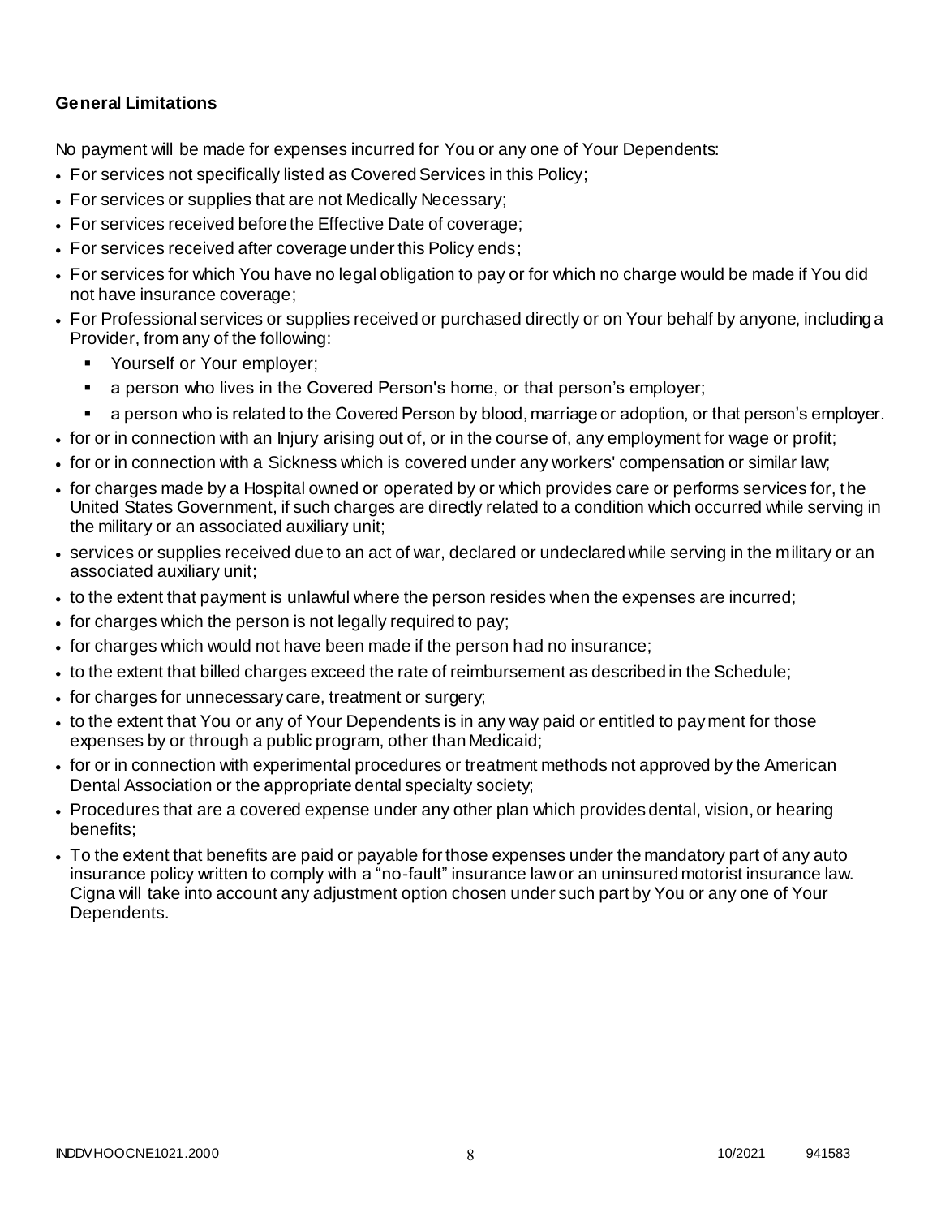**General Limitations**

No payment will be made for expenses incurred for You or any one of Your Dependents:

- For services not specifically listed as Covered Services in this Policy;
- For services or supplies that are not Medically Necessary;
- For services received before the Effective Date of coverage;
- For services received after coverage under this Policy ends;
- For services for which You have no legal obligation to pay or for which no charge would be made if You did not have insurance coverage;
- For Professional services or supplies received or purchased directly or on Your behalf by anyone, including a Provider, from any of the following:
  - Yourself or Your employer;
  - a person who lives in the Covered Person's home, or that person's employer;
  - a person who is related to the Covered Person by blood, marriage or adoption, or that person's employer.
- for or in connection with an Injury arising out of, or in the course of, any employment for wage or profit;
- for or in connection with a Sickness which is covered under any workers' compensation or similar law;
- for charges made by a Hospital owned or operated by or which provides care or performs services for, the United States Government, if such charges are directly related to a condition which occurred while serving in the military or an associated auxiliary unit;
- services or supplies received due to an act of war, declared or undeclared while serving in the military or an associated auxiliary unit;
- to the extent that payment is unlawful where the person resides when the expenses are incurred;
- for charges which the person is not legally required to pay;
- for charges which would not have been made if the person had no insurance;
- to the extent that billed charges exceed the rate of reimbursement as described in the Schedule;
- for charges for unnecessary care, treatment or surgery;
- to the extent that You or any of Your Dependents is in any way paid or entitled to payment for those expenses by or through a public program, other than Medicaid;
- for or in connection with experimental procedures or treatment methods not approved by the American Dental Association or the appropriate dental specialty society;
- Procedures that are a covered expense under any other plan which provides dental, vision, or hearing benefits;
- To the extent that benefits are paid or payable for those expenses under the mandatory part of any auto insurance policy written to comply with a "no-fault" insurance law or an uninsured motorist insurance law. Cigna will take into account any adjustment option chosen under such part by You or any one of Your Dependents.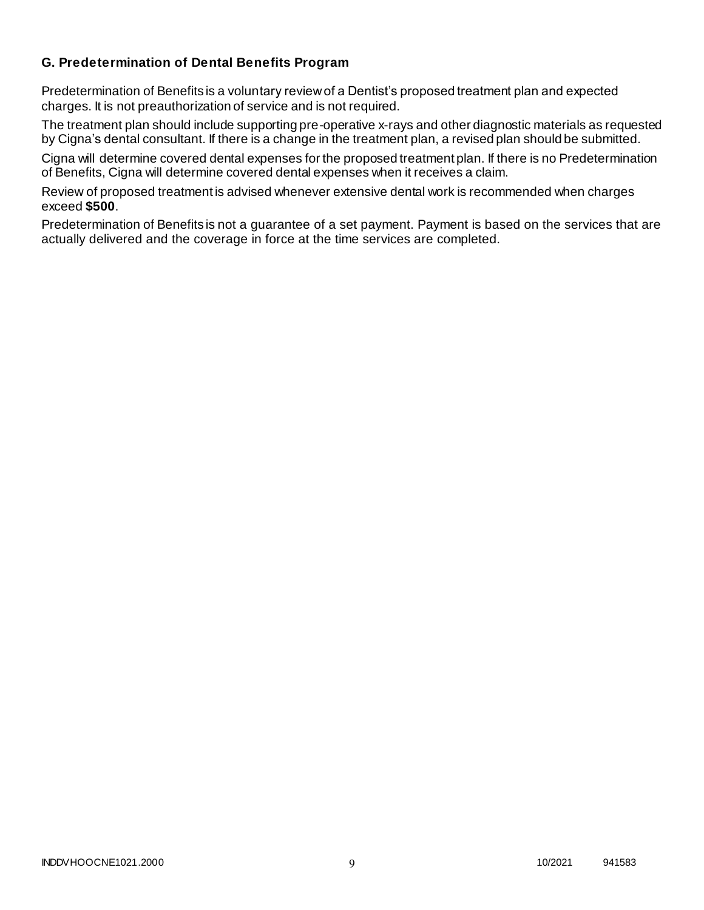### G. Predetermination of Dental Benefits Program

Predetermination of Benefits is a voluntary review of a Dentist's proposed treatment plan and expected charges. It is not preauthorization of service and is not required.

The treatment plan should include supporting pre-operative x-rays and other diagnostic materials as requested by Cigna's dental consultant. If there is a change in the treatment plan, a revised plan should be submitted.

Cigna will determine covered dental expenses for the proposed treatment plan. If there is no Predetermination of Benefits, Cigna will determine covered dental expenses when it receives a claim.

Review of proposed treatment is advised whenever extensive dental work is recommended when charges exceed **$500**.

Predetermination of Benefits is not a guarantee of a set payment. Payment is based on the services that are actually delivered and the coverage in force at the time services are completed.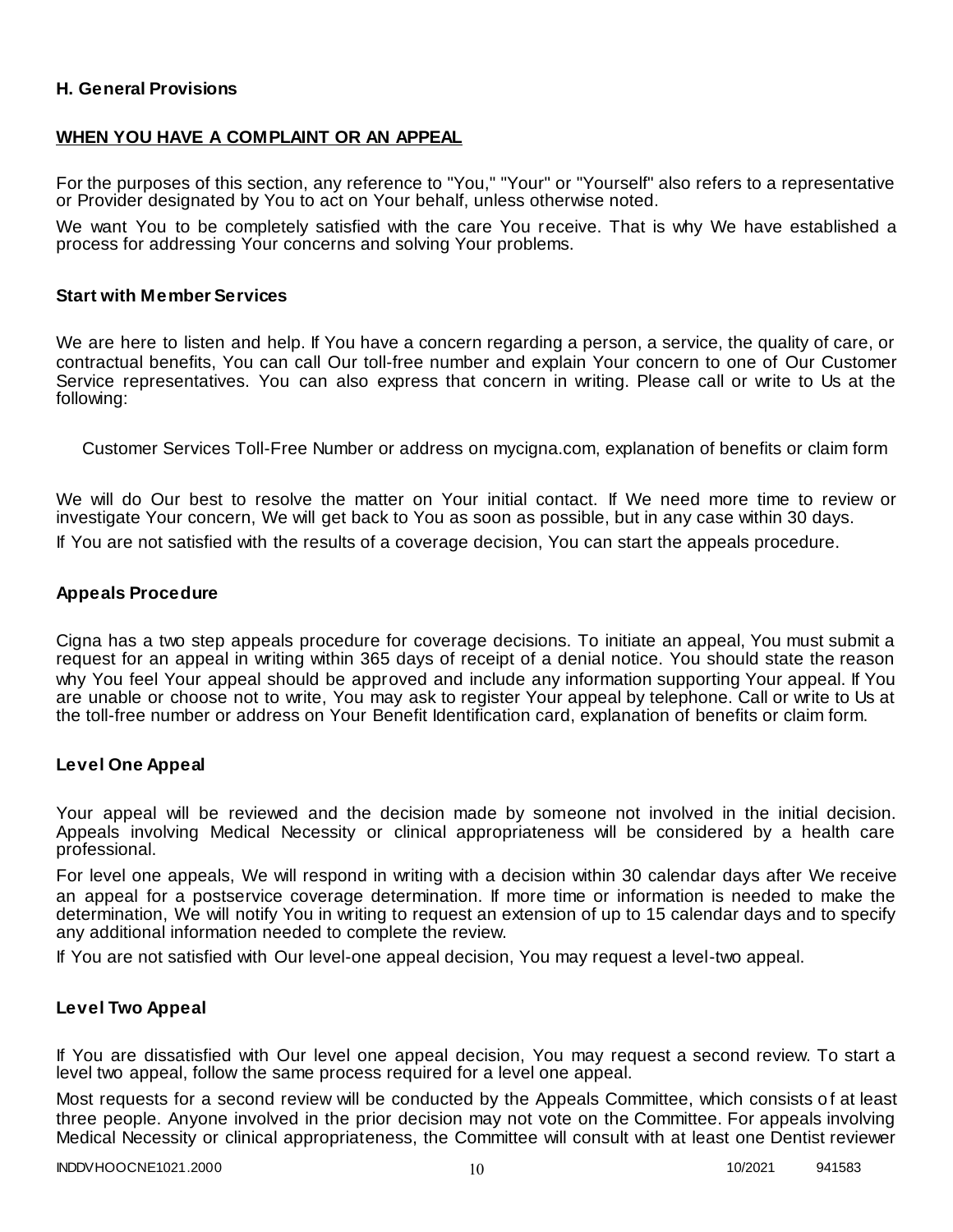## H. General Provisions

### WHEN YOU HAVE A COMPLAINT OR AN APPEAL

For the purposes of this section, any reference to "You," "Your" or "Yourself" also refers to a representative or Provider designated by You to act on Your behalf, unless otherwise noted.

We want You to be completely satisfied with the care You receive. That is why We have established a process for addressing Your concerns and solving Your problems.

### Start with Member Services

We are here to listen and help. If You have a concern regarding a person, a service, the quality of care, or contractual benefits, You can call Our toll-free number and explain Your concern to one of Our Customer Service representatives. You can also express that concern in writing. Please call or write to Us at the following:

Customer Services Toll-Free Number or address on mycigna.com, explanation of benefits or claim form

We will do Our best to resolve the matter on Your initial contact. If We need more time to review or investigate Your concern, We will get back to You as soon as possible, but in any case within 30 days.

If You are not satisfied with the results of a coverage decision, You can start the appeals procedure.

### Appeals Procedure

Cigna has a two step appeals procedure for coverage decisions. To initiate an appeal, You must submit a request for an appeal in writing within 365 days of receipt of a denial notice. You should state the reason why You feel Your appeal should be approved and include any information supporting Your appeal. If You are unable or choose not to write, You may ask to register Your appeal by telephone. Call or write to Us at the toll-free number or address on Your Benefit Identification card, explanation of benefits or claim form.

### Level One Appeal

Your appeal will be reviewed and the decision made by someone not involved in the initial decision. Appeals involving Medical Necessity or clinical appropriateness will be considered by a health care professional.

For level one appeals, We will respond in writing with a decision within 30 calendar days after We receive an appeal for a postservice coverage determination. If more time or information is needed to make the determination, We will notify You in writing to request an extension of up to 15 calendar days and to specify any additional information needed to complete the review.

If You are not satisfied with Our level-one appeal decision, You may request a level-two appeal.

### Level Two Appeal

If You are dissatisfied with Our level one appeal decision, You may request a second review. To start a level two appeal, follow the same process required for a level one appeal.

Most requests for a second review will be conducted by the Appeals Committee, which consists of at least three people. Anyone involved in the prior decision may not vote on the Committee. For appeals involving Medical Necessity or clinical appropriateness, the Committee will consult with at least one Dentist reviewer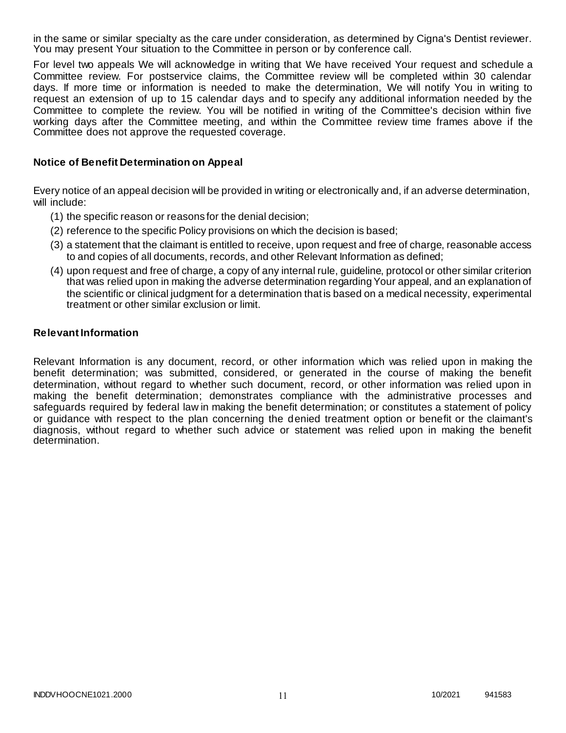in the same or similar specialty as the care under consideration, as determined by Cigna's Dentist reviewer. You may present Your situation to the Committee in person or by conference call.

For level two appeals We will acknowledge in writing that We have received Your request and schedule a Committee review. For postservice claims, the Committee review will be completed within 30 calendar days. If more time or information is needed to make the determination, We will notify You in writing to request an extension of up to 15 calendar days and to specify any additional information needed by the Committee to complete the review. You will be notified in writing of the Committee's decision within five working days after the Committee meeting, and within the Committee review time frames above if the Committee does not approve the requested coverage.

### Notice of Benefit Determination on Appeal

Every notice of an appeal decision will be provided in writing or electronically and, if an adverse determination, will include:

(1) the specific reason or reasons for the denial decision;
(2) reference to the specific Policy provisions on which the decision is based;
(3) a statement that the claimant is entitled to receive, upon request and free of charge, reasonable access to and copies of all documents, records, and other Relevant Information as defined;
(4) upon request and free of charge, a copy of any internal rule, guideline, protocol or other similar criterion that was relied upon in making the adverse determination regarding Your appeal, and an explanation of the scientific or clinical judgment for a determination that is based on a medical necessity, experimental treatment or other similar exclusion or limit.

### Relevant Information

Relevant Information is any document, record, or other information which was relied upon in making the benefit determination; was submitted, considered, or generated in the course of making the benefit determination, without regard to whether such document, record, or other information was relied upon in making the benefit determination; demonstrates compliance with the administrative processes and safeguards required by federal law in making the benefit determination; or constitutes a statement of policy or guidance with respect to the plan concerning the denied treatment option or benefit or the claimant's diagnosis, without regard to whether such advice or statement was relied upon in making the benefit determination.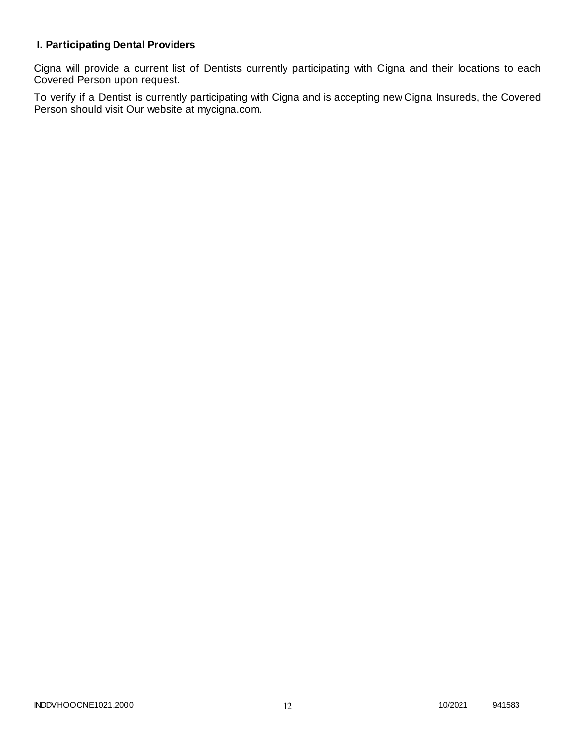### I. Participating Dental Providers

Cigna will provide a current list of Dentists currently participating with Cigna and their locations to each Covered Person upon request.

To verify if a Dentist is currently participating with Cigna and is accepting new Cigna Insureds, the Covered Person should visit Our website at mycigna.com.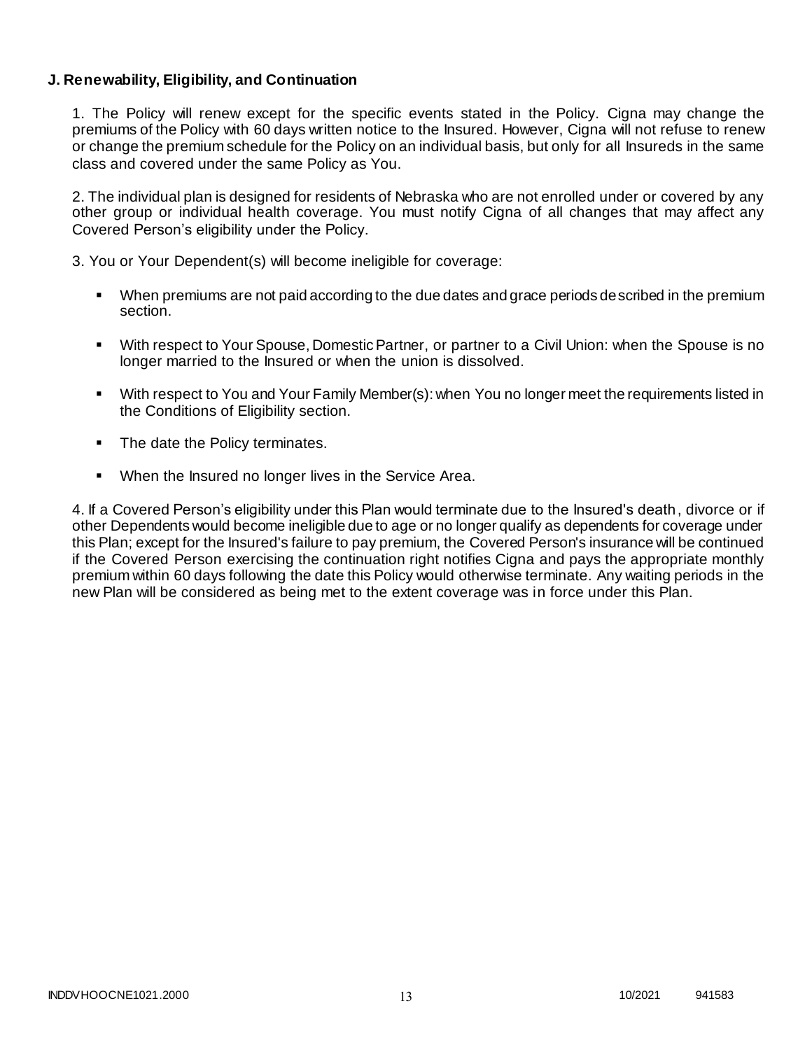**J. Renewability, Eligibility, and Continuation**

1. The Policy will renew except for the specific events stated in the Policy. Cigna may change the premiums of the Policy with 60 days written notice to the Insured. However, Cigna will not refuse to renew or change the premium schedule for the Policy on an individual basis, but only for all Insureds in the same class and covered under the same Policy as You.

2. The individual plan is designed for residents of Nebraska who are not enrolled under or covered by any other group or individual health coverage. You must notify Cigna of all changes that may affect any Covered Person's eligibility under the Policy.

3. You or Your Dependent(s) will become ineligible for coverage:

- When premiums are not paid according to the due dates and grace periods described in the premium section.
- With respect to Your Spouse, Domestic Partner, or partner to a Civil Union: when the Spouse is no longer married to the Insured or when the union is dissolved.
- With respect to You and Your Family Member(s): when You no longer meet the requirements listed in the Conditions of Eligibility section.
- The date the Policy terminates.
- When the Insured no longer lives in the Service Area.

4. If a Covered Person's eligibility under this Plan would terminate due to the Insured's death, divorce or if other Dependents would become ineligible due to age or no longer qualify as dependents for coverage under this Plan; except for the Insured's failure to pay premium, the Covered Person's insurance will be continued if the Covered Person exercising the continuation right notifies Cigna and pays the appropriate monthly premium within 60 days following the date this Policy would otherwise terminate. Any waiting periods in the new Plan will be considered as being met to the extent coverage was in force under this Plan.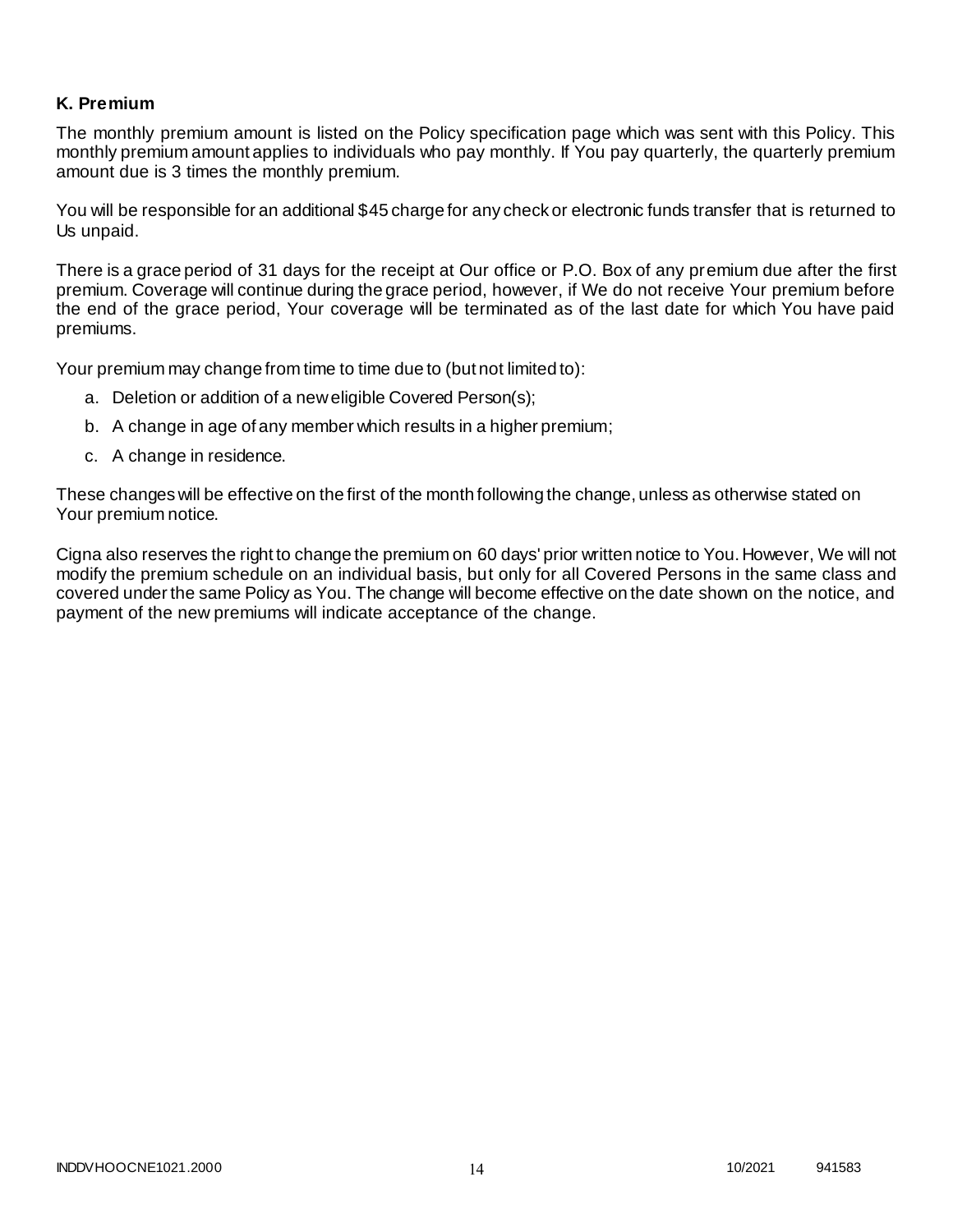**K. Premium**

The monthly premium amount is listed on the Policy specification page which was sent with this Policy. This monthly premium amount applies to individuals who pay monthly. If You pay quarterly, the quarterly premium amount due is 3 times the monthly premium.

You will be responsible for an additional $45 charge for any check or electronic funds transfer that is returned to Us unpaid.

There is a grace period of 31 days for the receipt at Our office or P.O. Box of any premium due after the first premium. Coverage will continue during the grace period, however, if We do not receive Your premium before the end of the grace period, Your coverage will be terminated as of the last date for which You have paid premiums.

Your premium may change from time to time due to (but not limited to):

a. Deletion or addition of a new eligible Covered Person(s);
b. A change in age of any member which results in a higher premium;
c. A change in residence.

These changes will be effective on the first of the month following the change, unless as otherwise stated on Your premium notice.

Cigna also reserves the right to change the premium on 60 days' prior written notice to You. However, We will not modify the premium schedule on an individual basis, but only for all Covered Persons in the same class and covered under the same Policy as You. The change will become effective on the date shown on the notice, and payment of the new premiums will indicate acceptance of the change.